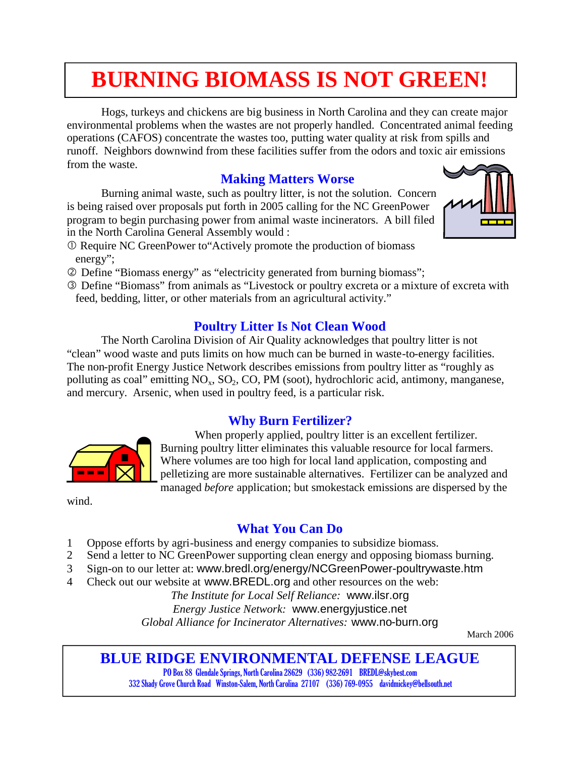# BURNING BIOMASS IS NOT GREEN!

Hogs, turkeys and chickens are big business in North Carolina and they can create major environmental problems when the wastes are not properly handled. Concentrated animal feeding operations (CAFOS) concentrate the wastes too, putting water quality at risk from spills and runoff. Neighbors downwind from these facilities suffer from the odors and toxic air emissions from the waste.

## Making Matters Worse

Burning animal waste, such as poultry litter, is not the solution. Concern is being raised over proposals put forth in 2005 calling for the NC GreenPower program to begin purchasing power from animal waste incinerators. A bill filed in the North Carolina General Assembly would :

① Require NC GreenPower to"Actively promote the production of biomass energy";

② Define "Biomass energy" as "electricity generated from burning biomass";

③ Define "Biomass" from animals as "Livestock or poultry excreta or a mixture of excreta with feed, bedding, litter, or other materials from an agricultural activity."

## Poultry Litter Is Not Clean Wood

The North Carolina Division of Air Quality acknowledges that poultry litter is not "clean" wood waste and puts limits on how much can be burned in waste-to-energy facilities. The non-profit Energy Justice Network describes emissions from poultry litter as "roughly as polluting as coal" emitting $NO_x$, $SO_2$, CO, PM (soot), hydrochloric acid, antimony, manganese, and mercury. Arsenic, when used in poultry feed, is a particular risk.

## Why Burn Fertilizer?

When properly applied, poultry litter is an excellent fertilizer. Burning poultry litter eliminates this valuable resource for local farmers. Where volumes are too high for local land application, composting and pelletizing are more sustainable alternatives. Fertilizer can be analyzed and managed *before* application; but smokestack emissions are dispersed by the wind.

## What You Can Do

1. Oppose efforts by agri-business and energy companies to subsidize biomass.
2. Send a letter to NC GreenPower supporting clean energy and opposing biomass burning.
3. Sign-on to our letter at: www.bredl.org/energy/NCGreenPower-poultrywaste.htm
4. Check out our website at www.BREDL.org and other resources on the web:

*The Institute for Local Self Reliance:* www.ilsr.org

*Energy Justice Network:* www.energyjustice.net

*Global Alliance for Incinerator Alternatives:* www.no-burn.org

March 2006

**BLUE RIDGE ENVIRONMENTAL DEFENSE LEAGUE**

PO Box 88 Glendale Springs, North Carolina 28629 (336) 982-2691 BREDL@skybest.com

332 Shady Grove Church Road Winston-Salem, North Carolina 27107 (336) 769-0955 davidmickey@bellsouth.net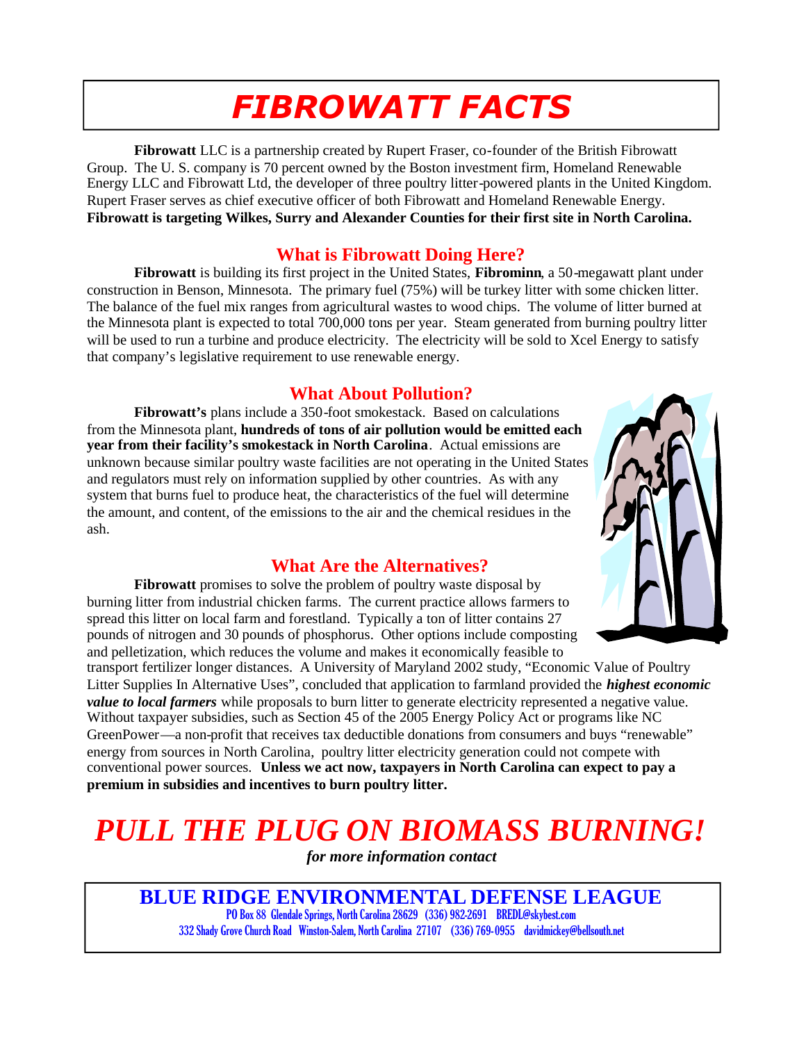# FIBROWATT FACTS

**Fibrowatt** LLC is a partnership created by Rupert Fraser, co-founder of the British Fibrowatt Group. The U. S. company is 70 percent owned by the Boston investment firm, Homeland Renewable Energy LLC and Fibrowatt Ltd, the developer of three poultry litter-powered plants in the United Kingdom. Rupert Fraser serves as chief executive officer of both Fibrowatt and Homeland Renewable Energy. **Fibrowatt is targeting Wilkes, Surry and Alexander Counties for their first site in North Carolina.**

## What is Fibrowatt Doing Here?

**Fibrowatt** is building its first project in the United States, **Fibrominn**, a 50-megawatt plant under construction in Benson, Minnesota. The primary fuel (75%) will be turkey litter with some chicken litter. The balance of the fuel mix ranges from agricultural wastes to wood chips. The volume of litter burned at the Minnesota plant is expected to total 700,000 tons per year. Steam generated from burning poultry litter will be used to run a turbine and produce electricity. The electricity will be sold to Xcel Energy to satisfy that company's legislative requirement to use renewable energy.

## What About Pollution?

**Fibrowatt's** plans include a 350-foot smokestack. Based on calculations from the Minnesota plant, **hundreds of tons of air pollution would be emitted each year from their facility's smokestack in North Carolina**. Actual emissions are unknown because similar poultry waste facilities are not operating in the United States and regulators must rely on information supplied by other countries. As with any system that burns fuel to produce heat, the characteristics of the fuel will determine the amount, and content, of the emissions to the air and the chemical residues in the ash.

## What Are the Alternatives?

**Fibrowatt** promises to solve the problem of poultry waste disposal by burning litter from industrial chicken farms. The current practice allows farmers to spread this litter on local farm and forestland. Typically a ton of litter contains 27 pounds of nitrogen and 30 pounds of phosphorus. Other options include composting and pelletization, which reduces the volume and makes it economically feasible to transport fertilizer longer distances. A University of Maryland 2002 study, "Economic Value of Poultry Litter Supplies In Alternative Uses", concluded that application to farmland provided the ***highest economic value to local farmers*** while proposals to burn litter to generate electricity represented a negative value. Without taxpayer subsidies, such as Section 45 of the 2005 Energy Policy Act or programs like NC GreenPower—a non-profit that receives tax deductible donations from consumers and buys "renewable" energy from sources in North Carolina, poultry litter electricity generation could not compete with conventional power sources. **Unless we act now, taxpayers in North Carolina can expect to pay a premium in subsidies and incentives to burn poultry litter.**

# *PULL THE PLUG ON BIOMASS BURNING!*

***for more information contact***

**BLUE RIDGE ENVIRONMENTAL DEFENSE LEAGUE**

PO Box 88 Glendale Springs, North Carolina 28629 (336) 982-2691 BREDL@skybest.com

332 Shady Grove Church Road Winston-Salem, North Carolina 27107 (336) 769-0955 davidmickey@bellsouth.net